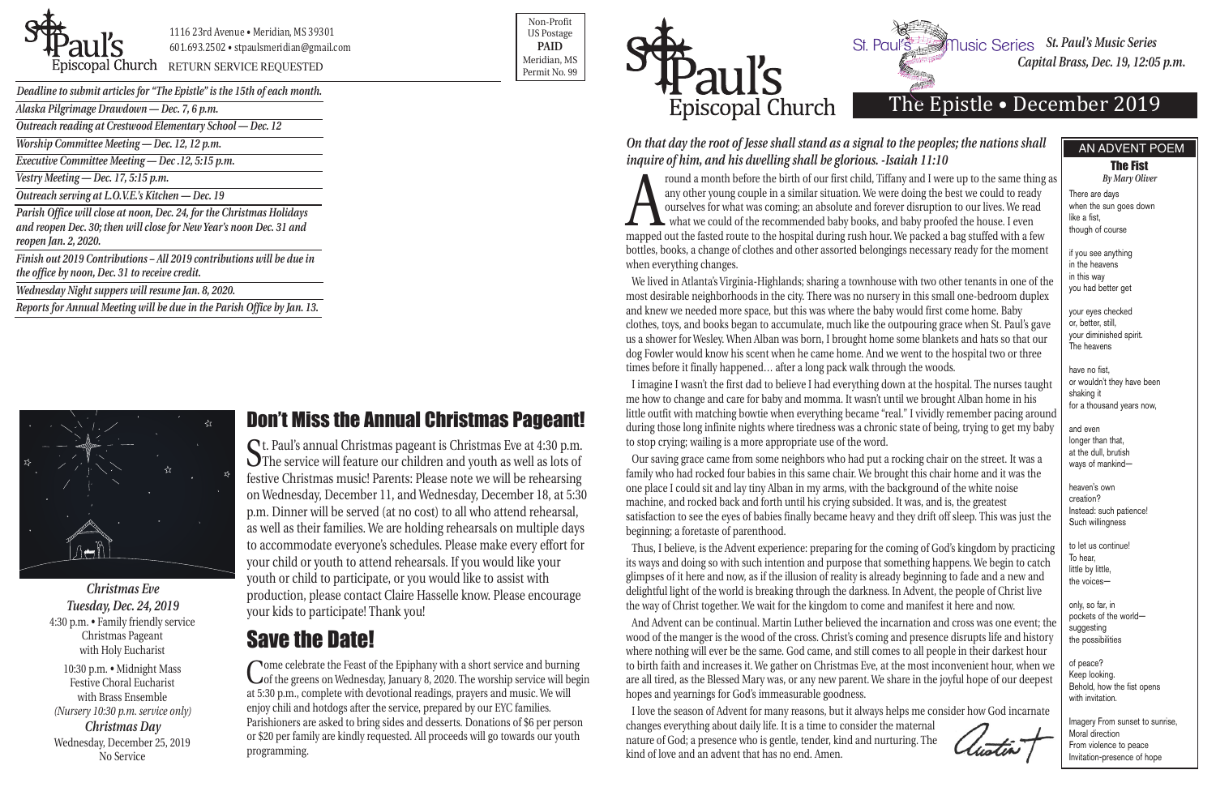St Paul's Episcopal Church

1116 23rd Avenue • Meridian, MS 39301
601.693.2502 • stpaulsmeridian@gmail.com
RETURN SERVICE REQUESTED

Non-Profit
US Postage
**PAID**
Meridian, MS
Permit No. 99

*Deadline to submit articles for "The Epistle" is the 15th of each month.*

*Alaska Pilgrimage Drawdown — Dec. 7, 6 p.m.*

*Outreach reading at Crestwood Elementary School — Dec. 12*

*Worship Committee Meeting — Dec. 12, 12 p.m.*

*Executive Committee Meeting — Dec .12, 5:15 p.m.*

*Vestry Meeting — Dec. 17, 5:15 p.m.*

*Outreach serving at L.O.V.E.'s Kitchen — Dec. 19*

*Parish Office will close at noon, Dec. 24, for the Christmas Holidays and reopen Dec. 30; then will close for New Year's noon Dec. 31 and reopen Jan. 2, 2020.*

*Finish out 2019 Contributions – All 2019 contributions will be due in the office by noon, Dec. 31 to receive credit.*

*Wednesday Night suppers will resume Jan. 8, 2020.*

*Reports for Annual Meeting will be due in the Parish Office by Jan. 13.*

*Christmas Eve*
*Tuesday, Dec. 24, 2019*
4:30 p.m. • Family friendly service
Christmas Pageant
with Holy Eucharist

10:30 p.m. • Midnight Mass
Festive Choral Eucharist
with Brass Ensemble
*(Nursery 10:30 p.m. service only)*

*Christmas Day*
Wednesday, December 25, 2019
No Service

## Don't Miss the Annual Christmas Pageant!

St. Paul's annual Christmas pageant is Christmas Eve at 4:30 p.m. The service will feature our children and youth as well as lots of festive Christmas music! Parents: Please note we will be rehearsing on Wednesday, December 11, and Wednesday, December 18, at 5:30 p.m. Dinner will be served (at no cost) to all who attend rehearsal, as well as their families. We are holding rehearsals on multiple days to accommodate everyone's schedules. Please make every effort for your child or youth to attend rehearsals. If you would like your youth or child to participate, or you would like to assist with production, please contact Claire Hasselle know. Please encourage your kids to participate! Thank you!

## Save the Date!

Come celebrate the Feast of the Epiphany with a short service and burning of the greens on Wednesday, January 8, 2020. The worship service will begin at 5:30 p.m., complete with devotional readings, prayers and music. We will enjoy chili and hotdogs after the service, prepared by our EYC families. Parishioners are asked to bring sides and desserts. Donations of $6 per person or $20 per family are kindly requested. All proceeds will go towards our youth programming.

St Paul's Episcopal Church

St. Paul's Music Series *St. Paul's Music Series*
*Capital Brass, Dec. 19, 12:05 p.m.*

# The Epistle • December 2019

***On that day the root of Jesse shall stand as a signal to the peoples; the nations shall inquire of him, and his dwelling shall be glorious. -Isaiah 11:10***

Around a month before the birth of our first child, Tiffany and I were up to the same thing as any other young couple in a similar situation. We were doing the best we could to ready ourselves for what was coming; an absolute and forever disruption to our lives. We read what we could of the recommended baby books, and baby proofed the house. I even mapped out the fasted route to the hospital during rush hour. We packed a bag stuffed with a few bottles, books, a change of clothes and other assorted belongings necessary ready for the moment when everything changes.

We lived in Atlanta's Virginia-Highlands; sharing a townhouse with two other tenants in one of the most desirable neighborhoods in the city. There was no nursery in this small one-bedroom duplex and knew we needed more space, but this was where the baby would first come home. Baby clothes, toys, and books began to accumulate, much like the outpouring grace when St. Paul's gave us a shower for Wesley. When Alban was born, I brought home some blankets and hats so that our dog Fowler would know his scent when he came home. And we went to the hospital two or three times before it finally happened… after a long pack walk through the woods.

I imagine I wasn't the first dad to believe I had everything down at the hospital. The nurses taught me how to change and care for baby and momma. It wasn't until we brought Alban home in his little outfit with matching bowtie when everything became "real." I vividly remember pacing around during those long infinite nights where tiredness was a chronic state of being, trying to get my baby to stop crying; wailing is a more appropriate use of the word.

Our saving grace came from some neighbors who had put a rocking chair on the street. It was a family who had rocked four babies in this same chair. We brought this chair home and it was the one place I could sit and lay tiny Alban in my arms, with the background of the white noise machine, and rocked back and forth until his crying subsided. It was, and is, the greatest satisfaction to see the eyes of babies finally become heavy and they drift off sleep. This was just the beginning; a foretaste of parenthood.

Thus, I believe, is the Advent experience: preparing for the coming of God's kingdom by practicing its ways and doing so with such intention and purpose that something happens. We begin to catch glimpses of it here and now, as if the illusion of reality is already beginning to fade and a new and delightful light of the world is breaking through the darkness. In Advent, the people of Christ live the way of Christ together. We wait for the kingdom to come and manifest it here and now.

And Advent can be continual. Martin Luther believed the incarnation and cross was one event; the wood of the manger is the wood of the cross. Christ's coming and presence disrupts life and history where nothing will ever be the same. God came, and still comes to all people in their darkest hour to birth faith and increases it. We gather on Christmas Eve, at the most inconvenient hour, when we are all tired, as the Blessed Mary was, or any new parent. We share in the joyful hope of our deepest hopes and yearnings for God's immeasurable goodness.

I love the season of Advent for many reasons, but it always helps me consider how God incarnate changes everything about daily life. It is a time to consider the maternal nature of God; a presence who is gentle, tender, kind and nurturing. The kind of love and an advent that has no end. Amen.

*Austin*

### AN ADVENT POEM

**The Fist**
*By Mary Oliver*

There are days
when the sun goes down
like a fist,
though of course

if you see anything
in the heavens
in this way
you had better get

your eyes checked
or, better, still,
your diminished spirit.
The heavens

have no fist,
or wouldn't they have been
shaking it
for a thousand years now,

and even
longer than that,
at the dull, brutish
ways of mankind—

heaven's own
creation?
Instead: such patience!
Such willingness

to let us continue!
To hear,
little by little,
the voices—

only, so far, in
pockets of the world—
suggesting
the possibilities

of peace?
Keep looking.
Behold, how the fist opens
with invitation.

Imagery From sunset to sunrise,
Moral direction
From violence to peace
Invitation-presence of hope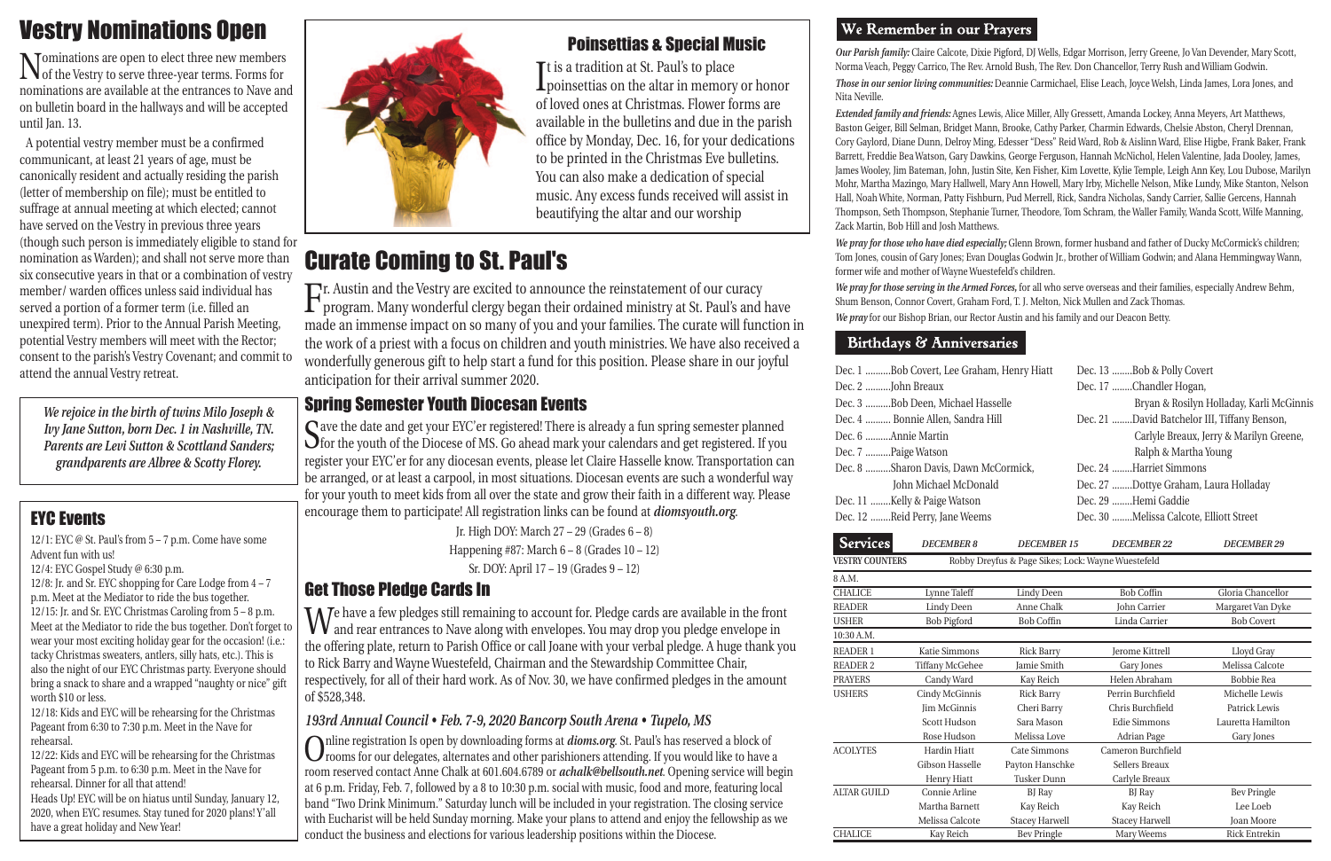# Vestry Nominations Open

Nominations are open to elect three new members of the Vestry to serve three-year terms. Forms for nominations are available at the entrances to Nave and on bulletin board in the hallways and will be accepted until Jan. 13.

A potential vestry member must be a confirmed communicant, at least 21 years of age, must be canonically resident and actually residing the parish (letter of membership on file); must be entitled to suffrage at annual meeting at which elected; cannot have served on the Vestry in previous three years (though such person is immediately eligible to stand for nomination as Warden); and shall not serve more than six consecutive years in that or a combination of vestry member/ warden offices unless said individual has served a portion of a former term (i.e. filled an unexpired term). Prior to the Annual Parish Meeting, potential Vestry members will meet with the Rector; consent to the parish's Vestry Covenant; and commit to attend the annual Vestry retreat.

*We rejoice in the birth of twins Milo Joseph & Ivy Jane Sutton, born Dec. 1 in Nashville, TN. Parents are Levi Sutton & Scottland Sanders; grandparents are Albree & Scotty Florey.*

## EYC Events

12/1: EYC @ St. Paul's from 5 – 7 p.m. Come have some Advent fun with us!

12/4: EYC Gospel Study @ 6:30 p.m.

12/8: Jr. and Sr. EYC shopping for Care Lodge from 4 – 7 p.m. Meet at the Mediator to ride the bus together.

12/15: Jr. and Sr. EYC Christmas Caroling from 5 – 8 p.m. Meet at the Mediator to ride the bus together. Don't forget to wear your most exciting holiday gear for the occasion! (i.e.: tacky Christmas sweaters, antlers, silly hats, etc.). This is also the night of our EYC Christmas party. Everyone should bring a snack to share and a wrapped "naughty or nice" gift worth $10 or less.

12/18: Kids and EYC will be rehearsing for the Christmas Pageant from 6:30 to 7:30 p.m. Meet in the Nave for rehearsal.

12/22: Kids and EYC will be rehearsing for the Christmas Pageant from 5 p.m. to 6:30 p.m. Meet in the Nave for rehearsal. Dinner for all that attend!

Heads Up! EYC will be on hiatus until Sunday, January 12, 2020, when EYC resumes. Stay tuned for 2020 plans! Y'all have a great holiday and New Year!

## Poinsettias & Special Music

It is a tradition at St. Paul's to place poinsettias on the altar in memory or honor of loved ones at Christmas. Flower forms are available in the bulletins and due in the parish office by Monday, Dec. 16, for your dedications to be printed in the Christmas Eve bulletins. You can also make a dedication of special music. Any excess funds received will assist in beautifying the altar and our worship

# Curate Coming to St. Paul's

Fr. Austin and the Vestry are excited to announce the reinstatement of our curacy program. Many wonderful clergy began their ordained ministry at St. Paul's and have made an immense impact on so many of you and your families. The curate will function in the work of a priest with a focus on children and youth ministries. We have also received a wonderfully generous gift to help start a fund for this position. Please share in our joyful anticipation for their arrival summer 2020.

## Spring Semester Youth Diocesan Events

Save the date and get your EYC'er registered! There is already a fun spring semester planned for the youth of the Diocese of MS. Go ahead mark your calendars and get registered. If you register your EYC'er for any diocesan events, please let Claire Hasselle know. Transportation can be arranged, or at least a carpool, in most situations. Diocesan events are such a wonderful way for your youth to meet kids from all over the state and grow their faith in a different way. Please encourage them to participate! All registration links can be found at ***diomsyouth.org***.

Jr. High DOY: March 27 – 29 (Grades 6 – 8)

Happening #87: March 6 – 8 (Grades 10 – 12)

Sr. DOY: April 17 – 19 (Grades 9 – 12)

## Get Those Pledge Cards In

We have a few pledges still remaining to account for. Pledge cards are available in the front and rear entrances to Nave along with envelopes. You may drop you pledge envelope in the offering plate, return to Parish Office or call Joane with your verbal pledge. A huge thank you to Rick Barry and Wayne Wuestefeld, Chairman and the Stewardship Committee Chair, respectively, for all of their hard work. As of Nov. 30, we have confirmed pledges in the amount of $528,348.

### *193rd Annual Council • Feb. 7-9, 2020 Bancorp South Arena • Tupelo, MS*

Online registration Is open by downloading forms at ***dioms.org***. St. Paul's has reserved a block of rooms for our delegates, alternates and other parishioners attending. If you would like to have a room reserved contact Anne Chalk at 601.604.6789 or ***achalk@bellsouth.net***. Opening service will begin at 6 p.m. Friday, Feb. 7, followed by a 8 to 10:30 p.m. social with music, food and more, featuring local band "Two Drink Minimum." Saturday lunch will be included in your registration. The closing service with Eucharist will be held Sunday morning. Make your plans to attend and enjoy the fellowship as we conduct the business and elections for various leadership positions within the Diocese.

## We Remember in our Prayers

***Our Parish family:*** Claire Calcote, Dixie Pigford, DJ Wells, Edgar Morrison, Jerry Greene, Jo Van Devender, Mary Scott, Norma Veach, Peggy Carrico, The Rev. Arnold Bush, The Rev. Don Chancellor, Terry Rush and William Godwin.

***Those in our senior living communities:*** Deannie Carmichael, Elise Leach, Joyce Welsh, Linda James, Lora Jones, and Nita Neville.

***Extended family and friends:*** Agnes Lewis, Alice Miller, Ally Gressett, Amanda Lockey, Anna Meyers, Art Matthews, Baston Geiger, Bill Selman, Bridget Mann, Brooke, Cathy Parker, Charmin Edwards, Chelsie Abston, Cheryl Drennan, Cory Gaylord, Diane Dunn, Delroy Ming, Edesser "Dess" Reid Ward, Rob & Aislinn Ward, Elise Higbe, Frank Baker, Frank Barrett, Freddie Bea Watson, Gary Dawkins, George Ferguson, Hannah McNichol, Helen Valentine, Jada Dooley, James, James Wooley, Jim Bateman, John, Justin Site, Ken Fisher, Kim Lovette, Kylie Temple, Leigh Ann Key, Lou Dubose, Marilyn Mohr, Martha Mazingo, Mary Hallwell, Mary Ann Howell, Mary Irby, Michelle Nelson, Mike Lundy, Mike Stanton, Nelson Hall, Noah White, Norman, Patty Fishburn, Pud Merrell, Rick, Sandra Nicholas, Sandy Carrier, Sallie Gercens, Hannah Thompson, Seth Thompson, Stephanie Turner, Theodore, Tom Schram, the Waller Family, Wanda Scott, Wilfe Manning, Zack Martin, Bob Hill and Josh Matthews.

***We pray for those who have died especially;*** Glenn Brown, former husband and father of Ducky McCormick's children; Tom Jones, cousin of Gary Jones; Evan Douglas Godwin Jr., brother of William Godwin; and Alana Hemmingway Wann, former wife and mother of Wayne Wuestefeld's children.

***We pray for those serving in the Armed Forces,*** for all who serve overseas and their families, especially Andrew Behm, Shum Benson, Connor Covert, Graham Ford, T. J. Melton, Nick Mullen and Zack Thomas.

***We pray*** for our Bishop Brian, our Rector Austin and his family and our Deacon Betty.

## Birthdays & Anniversaries

Dec. 1 ..........Bob Covert, Lee Graham, Henry Hiatt
Dec. 2 ..........John Breaux
Dec. 3 ..........Bob Deen, Michael Hasselle
Dec. 4 .......... Bonnie Allen, Sandra Hill
Dec. 6 ..........Annie Martin
Dec. 7 ..........Paige Watson
Dec. 8 ..........Sharon Davis, Dawn McCormick, John Michael McDonald
Dec. 11 ........Kelly & Paige Watson
Dec. 12 ........Reid Perry, Jane Weems
Dec. 13 ........Bob & Polly Covert
Dec. 17 ........Chandler Hogan, Bryan & Rosilyn Holladay, Karli McGinnis
Dec. 21 ........David Batchelor III, Tiffany Benson, Carlyle Breaux, Jerry & Marilyn Greene, Ralph & Martha Young
Dec. 24 ........Harriet Simmons
Dec. 27 ........Dottye Graham, Laura Holladay
Dec. 29 ........Hemi Gaddie
Dec. 30 ........Melissa Calcote, Elliott Street

## Services

| Services | *DECEMBER 8* | *DECEMBER 15* | *DECEMBER 22* | *DECEMBER 29* |
|---|---|---|---|---|
| VESTRY COUNTERS | Robby Dreyfus & Page Sikes; Lock: Wayne Wuestefeld | | | |
| 8 A.M. | | | | |
| CHALICE | Lynne Taleff | Lindy Deen | Bob Coffin | Gloria Chancellor |
| READER | Lindy Deen | Anne Chalk | John Carrier | Margaret Van Dyke |
| USHER | Bob Pigford | Bob Coffin | Linda Carrier | Bob Covert |
| 10:30 A.M. | | | | |
| READER 1 | Katie Simmons | Rick Barry | Jerome Kittrell | Lloyd Gray |
| READER 2 | Tiffany McGehee | Jamie Smith | Gary Jones | Melissa Calcote |
| PRAYERS | Candy Ward | Kay Reich | Helen Abraham | Bobbie Rea |
| USHERS | Cindy McGinnis | Rick Barry | Perrin Burchfield | Michelle Lewis |
| | Jim McGinnis | Cheri Barry | Chris Burchfield | Patrick Lewis |
| | Scott Hudson | Sara Mason | Edie Simmons | Lauretta Hamilton |
| | Rose Hudson | Melissa Love | Adrian Page | Gary Jones |
| ACOLYTES | Hardin Hiatt | Cate Simmons | Cameron Burchfield | |
| | Gibson Hasselle | Payton Hanschke | Sellers Breaux | |
| | Henry Hiatt | Tusker Dunn | Carlyle Breaux | |
| ALTAR GUILD | Connie Arline | BJ Ray | BJ Ray | Bev Pringle |
| | Martha Barnett | Kay Reich | Kay Reich | Lee Loeb |
| | Melissa Calcote | Stacey Harwell | Stacey Harwell | Joan Moore |
| CHALICE | Kay Reich | Bev Pringle | Mary Weems | Rick Entrekin |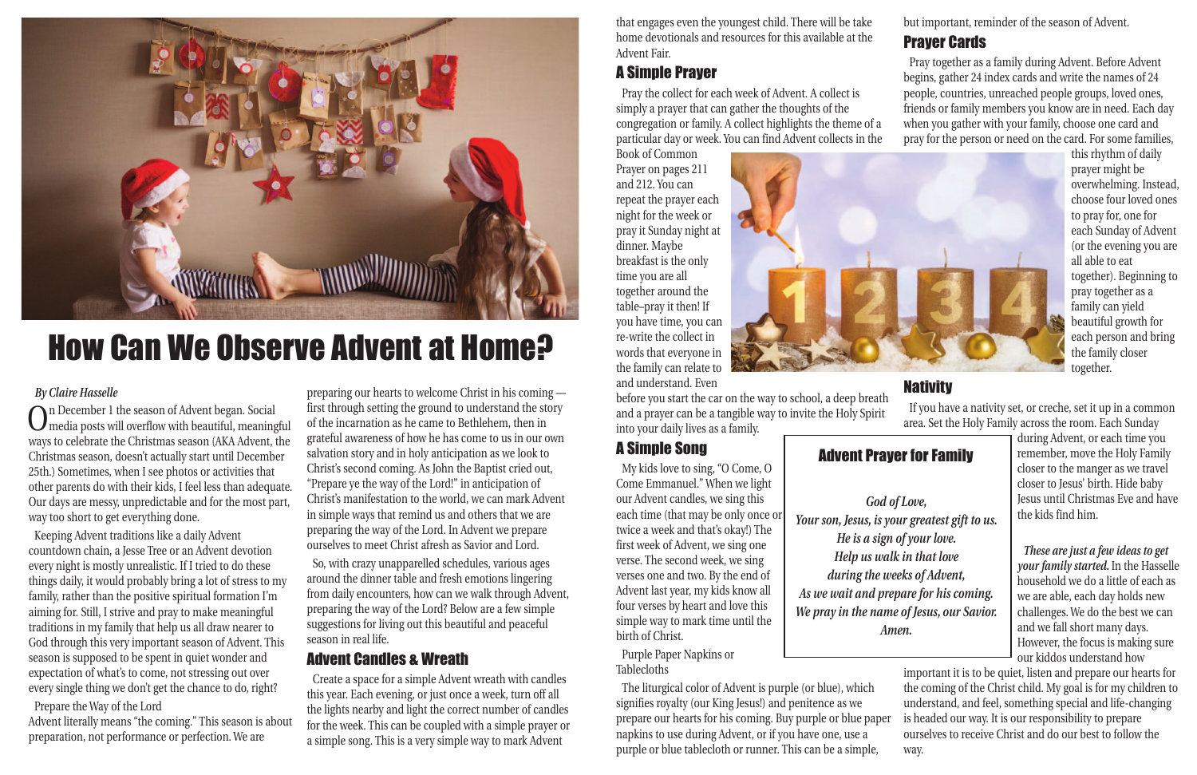# How Can We Observe Advent at Home?

*By Claire Hasselle*

On December 1 the season of Advent began. Social media posts will overflow with beautiful, meaningful ways to celebrate the Christmas season (AKA Advent, the Christmas season, doesn't actually start until December 25th.) Sometimes, when I see photos or activities that other parents do with their kids, I feel less than adequate. Our days are messy, unpredictable and for the most part, way too short to get everything done.

Keeping Advent traditions like a daily Advent countdown chain, a Jesse Tree or an Advent devotion every night is mostly unrealistic. If I tried to do these things daily, it would probably bring a lot of stress to my family, rather than the positive spiritual formation I'm aiming for. Still, I strive and pray to make meaningful traditions in my family that help us all draw nearer to God through this very important season of Advent. This season is supposed to be spent in quiet wonder and expectation of what's to come, not stressing out over every single thing we don't get the chance to do, right?

Prepare the Way of the Lord

Advent literally means "the coming." This season is about preparation, not performance or perfection. We are preparing our hearts to welcome Christ in his coming — first through setting the ground to understand the story of the incarnation as he came to Bethlehem, then in grateful awareness of how he has come to us in our own salvation story and in holy anticipation as we look to Christ's second coming. As John the Baptist cried out, "Prepare ye the way of the Lord!" in anticipation of Christ's manifestation to the world, we can mark Advent in simple ways that remind us and others that we are preparing the way of the Lord. In Advent we prepare ourselves to meet Christ afresh as Savior and Lord.

So, with crazy unapparelled schedules, various ages around the dinner table and fresh emotions lingering from daily encounters, how can we walk through Advent, preparing the way of the Lord? Below are a few simple suggestions for living out this beautiful and peaceful season in real life.

## Advent Candles & Wreath

Create a space for a simple Advent wreath with candles this year. Each evening, or just once a week, turn off all the lights nearby and light the correct number of candles for the week. This can be coupled with a simple prayer or a simple song. This is a very simple way to mark Advent that engages even the youngest child. There will be take home devotionals and resources for this available at the Advent Fair.

## A Simple Prayer

Pray the collect for each week of Advent. A collect is simply a prayer that can gather the thoughts of the congregation or family. A collect highlights the theme of a particular day or week. You can find Advent collects in the Book of Common Prayer on pages 211 and 212. You can repeat the prayer each night for the week or pray it Sunday night at dinner. Maybe breakfast is the only time you are all together around the table–pray it then! If you have time, you can re-write the collect in words that everyone in the family can relate to and understand. Even before you start the car on the way to school, a deep breath and a prayer can be a tangible way to invite the Holy Spirit into your daily lives as a family.

## A Simple Song

My kids love to sing, "O Come, O Come Emmanuel." When we light our Advent candles, we sing this each time (that may be only once or twice a week and that's okay!) The first week of Advent, we sing one verse. The second week, we sing verses one and two. By the end of Advent last year, my kids know all four verses by heart and love this simple way to mark time until the birth of Christ.

Purple Paper Napkins or Tablecloths

The liturgical color of Advent is purple (or blue), which signifies royalty (our King Jesus!) and penitence as we prepare our hearts for his coming. Buy purple or blue paper napkins to use during Advent, or if you have one, use a purple or blue tablecloth or runner. This can be a simple, but important, reminder of the season of Advent.

## Advent Prayer for Family

*God of Love,*
*Your son, Jesus, is your greatest gift to us.*
*He is a sign of your love.*
*Help us walk in that love*
*during the weeks of Advent,*
*As we wait and prepare for his coming.*
*We pray in the name of Jesus, our Savior.*
*Amen.*

## Prayer Cards

Pray together as a family during Advent. Before Advent begins, gather 24 index cards and write the names of 24 people, countries, unreached people groups, loved ones, friends or family members you know are in need. Each day when you gather with your family, choose one card and pray for the person or need on the card. For some families, this rhythm of daily prayer might be overwhelming. Instead, choose four loved ones to pray for, one for each Sunday of Advent (or the evening you are all able to eat together). Beginning to pray together as a family can yield beautiful growth for each person and bring the family closer together.

## Nativity

If you have a nativity set, or creche, set it up in a common area. Set the Holy Family across the room. Each Sunday during Advent, or each time you remember, move the Holy Family closer to the manger as we travel closer to Jesus' birth. Hide baby Jesus until Christmas Eve and have the kids find him.

***These are just a few ideas to get your family started.*** In the Hasselle household we do a little of each as we are able, each day holds new challenges. We do the best we can and we fall short many days. However, the focus is making sure our kiddos understand how important it is to be quiet, listen and prepare our hearts for the coming of the Christ child. My goal is for my children to understand, and feel, something special and life-changing is headed our way. It is our responsibility to prepare ourselves to receive Christ and do our best to follow the way.